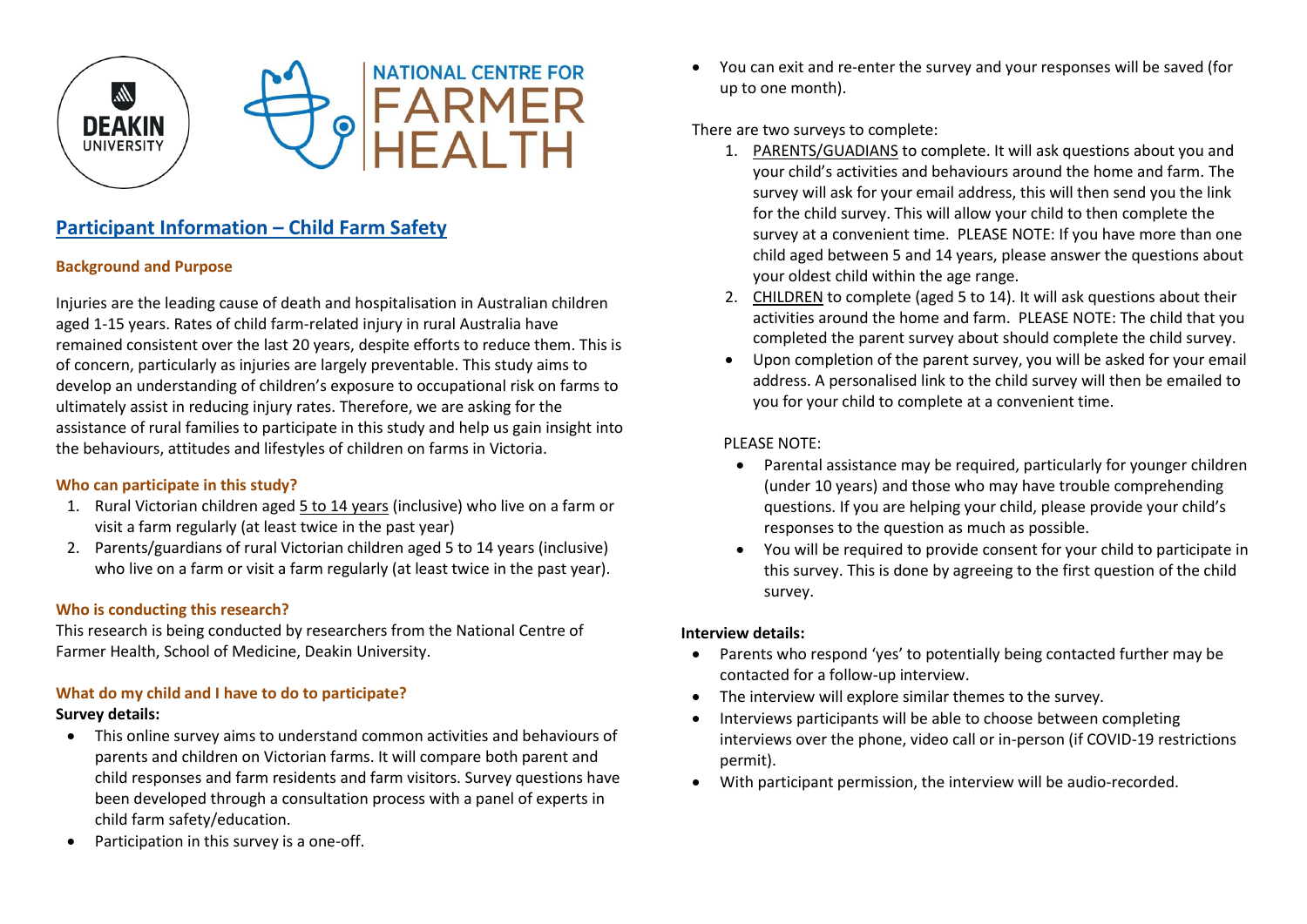# Participant Information – Child Farm Safety

### Background and Purpose

Injuries are the leading cause of death and hospitalisation in Australian children aged 1-15 years. Rates of child farm-related injury in rural Australia have remained consistent over the last 20 years, despite efforts to reduce them. This is of concern, particularly as injuries are largely preventable. This study aims to develop an understanding of children's exposure to occupational risk on farms to ultimately assist in reducing injury rates. Therefore, we are asking for the assistance of rural families to participate in this study and help us gain insight into the behaviours, attitudes and lifestyles of children on farms in Victoria.

### Who can participate in this study?

1. Rural Victorian children aged 5 to 14 years (inclusive) who live on a farm or visit a farm regularly (at least twice in the past year)
2. Parents/guardians of rural Victorian children aged 5 to 14 years (inclusive) who live on a farm or visit a farm regularly (at least twice in the past year).

### Who is conducting this research?

This research is being conducted by researchers from the National Centre of Farmer Health, School of Medicine, Deakin University.

### What do my child and I have to do to participate?

**Survey details:**

- This online survey aims to understand common activities and behaviours of parents and children on Victorian farms. It will compare both parent and child responses and farm residents and farm visitors. Survey questions have been developed through a consultation process with a panel of experts in child farm safety/education.
- Participation in this survey is a one-off.
- You can exit and re-enter the survey and your responses will be saved (for up to one month).

There are two surveys to complete:

1. PARENTS/GUADIANS to complete. It will ask questions about you and your child's activities and behaviours around the home and farm. The survey will ask for your email address, this will then send you the link for the child survey. This will allow your child to then complete the survey at a convenient time. PLEASE NOTE: If you have more than one child aged between 5 and 14 years, please answer the questions about your oldest child within the age range.
2. CHILDREN to complete (aged 5 to 14). It will ask questions about their activities around the home and farm. PLEASE NOTE: The child that you completed the parent survey about should complete the child survey.

- Upon completion of the parent survey, you will be asked for your email address. A personalised link to the child survey will then be emailed to you for your child to complete at a convenient time.

PLEASE NOTE:

- Parental assistance may be required, particularly for younger children (under 10 years) and those who may have trouble comprehending questions. If you are helping your child, please provide your child's responses to the question as much as possible.
- You will be required to provide consent for your child to participate in this survey. This is done by agreeing to the first question of the child survey.

**Interview details:**

- Parents who respond 'yes' to potentially being contacted further may be contacted for a follow-up interview.
- The interview will explore similar themes to the survey.
- Interviews participants will be able to choose between completing interviews over the phone, video call or in-person (if COVID-19 restrictions permit).
- With participant permission, the interview will be audio-recorded.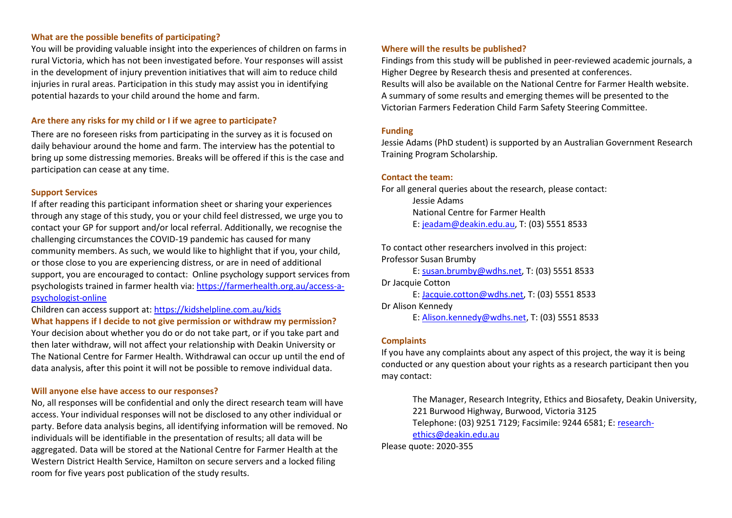### What are the possible benefits of participating?

You will be providing valuable insight into the experiences of children on farms in rural Victoria, which has not been investigated before. Your responses will assist in the development of injury prevention initiatives that will aim to reduce child injuries in rural areas. Participation in this study may assist you in identifying potential hazards to your child around the home and farm.

### Are there any risks for my child or I if we agree to participate?

There are no foreseen risks from participating in the survey as it is focused on daily behaviour around the home and farm. The interview has the potential to bring up some distressing memories. Breaks will be offered if this is the case and participation can cease at any time.

### Support Services

If after reading this participant information sheet or sharing your experiences through any stage of this study, you or your child feel distressed, we urge you to contact your GP for support and/or local referral. Additionally, we recognise the challenging circumstances the COVID-19 pandemic has caused for many community members. As such, we would like to highlight that if you, your child, or those close to you are experiencing distress, or are in need of additional support, you are encouraged to contact: Online psychology support services from psychologists trained in farmer health via: [https://farmerhealth.org.au/access-a-psychologist-online](https://farmerhealth.org.au/access-a-psychologist-online)

Children can access support at: [https://kidshelpline.com.au/kids](https://kidshelpline.com.au/kids)

### What happens if I decide to not give permission or withdraw my permission?

Your decision about whether you do or do not take part, or if you take part and then later withdraw, will not affect your relationship with Deakin University or The National Centre for Farmer Health. Withdrawal can occur up until the end of data analysis, after this point it will not be possible to remove individual data.

### Will anyone else have access to our responses?

No, all responses will be confidential and only the direct research team will have access. Your individual responses will not be disclosed to any other individual or party. Before data analysis begins, all identifying information will be removed. No individuals will be identifiable in the presentation of results; all data will be aggregated. Data will be stored at the National Centre for Farmer Health at the Western District Health Service, Hamilton on secure servers and a locked filing room for five years post publication of the study results.

### Where will the results be published?

Findings from this study will be published in peer-reviewed academic journals, a Higher Degree by Research thesis and presented at conferences.
Results will also be available on the National Centre for Farmer Health website.
A summary of some results and emerging themes will be presented to the Victorian Farmers Federation Child Farm Safety Steering Committee.

### Funding

Jessie Adams (PhD student) is supported by an Australian Government Research Training Program Scholarship.

### Contact the team:

For all general queries about the research, please contact:

Jessie Adams
National Centre for Farmer Health
E: [jeadam@deakin.edu.au](mailto:jeadam@deakin.edu.au), T: (03) 5551 8533

To contact other researchers involved in this project:

Professor Susan Brumby
E: [susan.brumby@wdhs.net](mailto:susan.brumby@wdhs.net), T: (03) 5551 8533

Dr Jacquie Cotton
E: [Jacquie.cotton@wdhs.net](mailto:Jacquie.cotton@wdhs.net), T: (03) 5551 8533

Dr Alison Kennedy
E: [Alison.kennedy@wdhs.net](mailto:Alison.kennedy@wdhs.net), T: (03) 5551 8533

### Complaints

If you have any complaints about any aspect of this project, the way it is being conducted or any question about your rights as a research participant then you may contact:

The Manager, Research Integrity, Ethics and Biosafety, Deakin University,
221 Burwood Highway, Burwood, Victoria 3125
Telephone: (03) 9251 7129; Facsimile: 9244 6581; E: [research-ethics@deakin.edu.au](mailto:research-ethics@deakin.edu.au)

Please quote: 2020-355